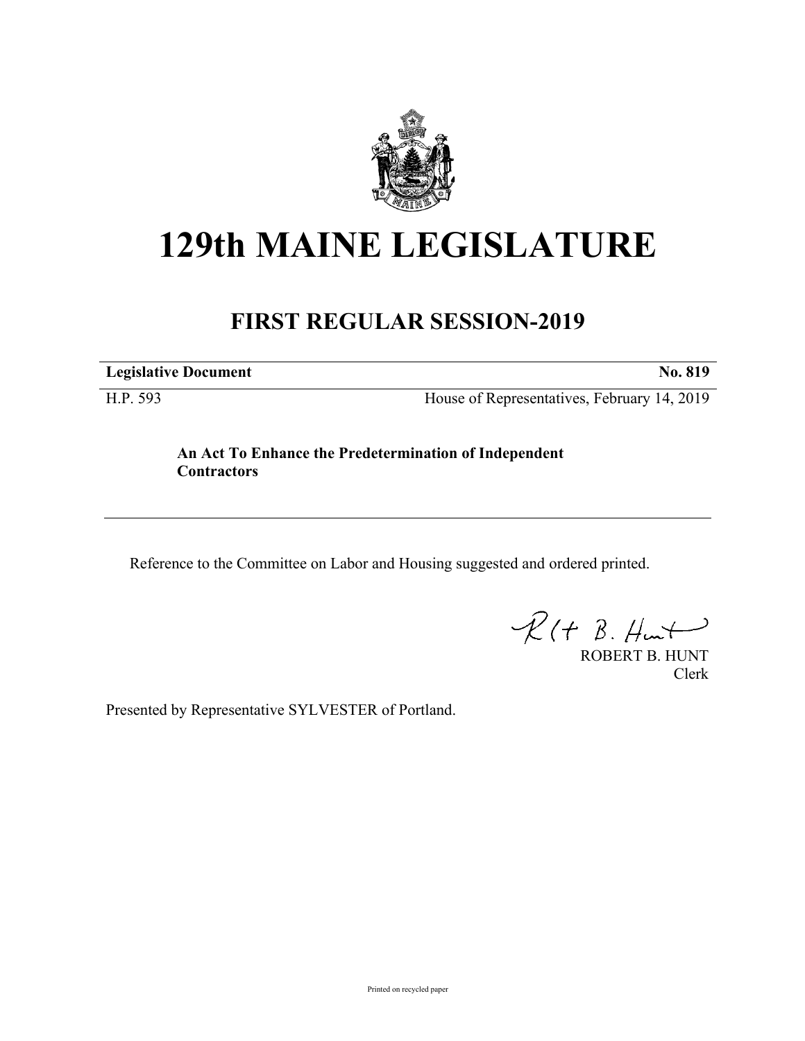# 129th MAINE LEGISLATURE

## FIRST REGULAR SESSION-2019

**Legislative Document** **No. 819**

H.P. 593 House of Representatives, February 14, 2019

**An Act To Enhance the Predetermination of Independent Contractors**

---

Reference to the Committee on Labor and Housing suggested and ordered printed.

ROBERT B. HUNT
Clerk

Presented by Representative SYLVESTER of Portland.

Printed on recycled paper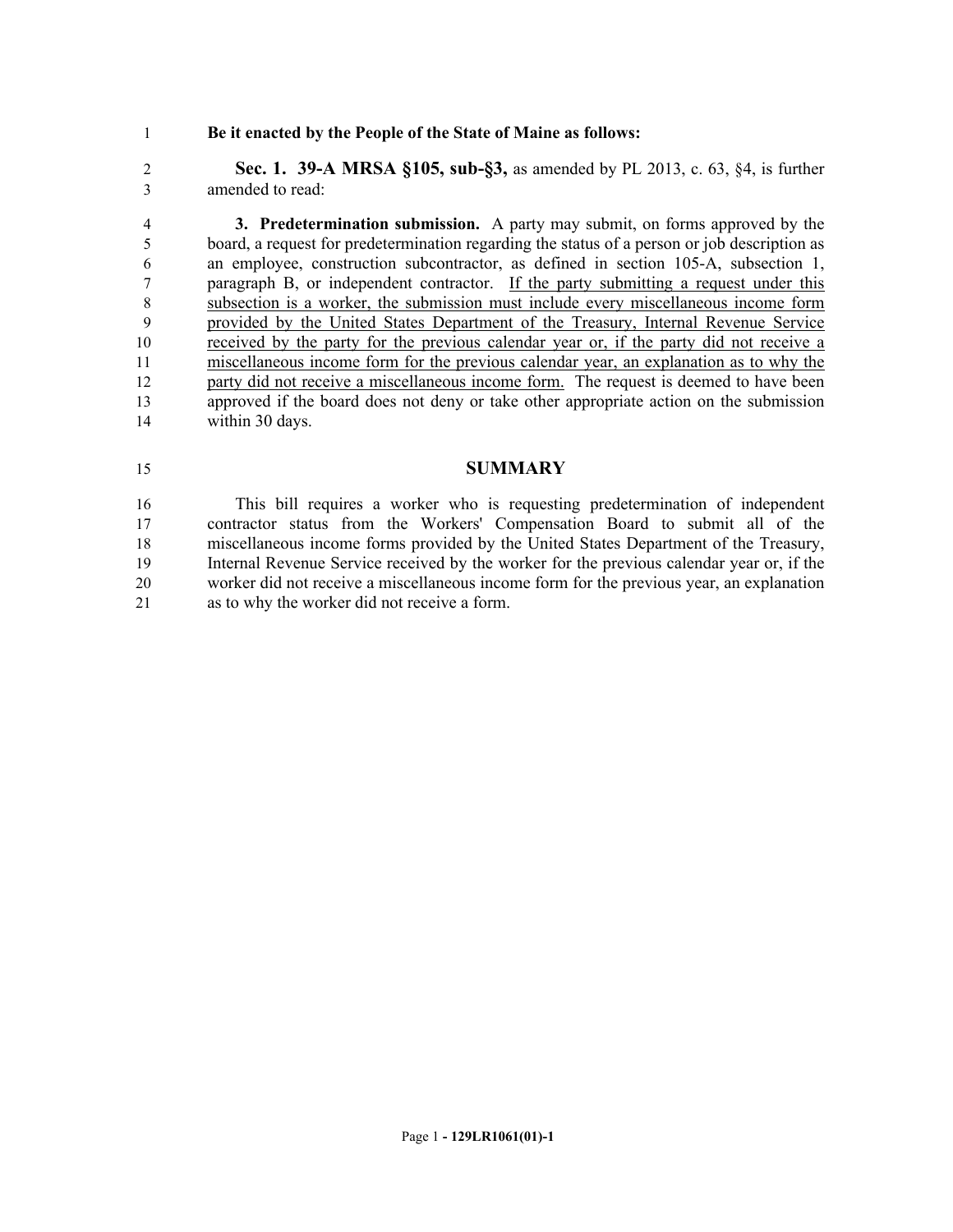**Be it enacted by the People of the State of Maine as follows:**

**Sec. 1. 39-A MRSA §105, sub-§3,** as amended by PL 2013, c. 63, §4, is further amended to read:

**3. Predetermination submission.** A party may submit, on forms approved by the board, a request for predetermination regarding the status of a person or job description as an employee, construction subcontractor, as defined in section 105-A, subsection 1, paragraph B, or independent contractor. <u>If the party submitting a request under this subsection is a worker, the submission must include every miscellaneous income form provided by the United States Department of the Treasury, Internal Revenue Service received by the party for the previous calendar year or, if the party did not receive a miscellaneous income form for the previous calendar year, an explanation as to why the party did not receive a miscellaneous income form.</u> The request is deemed to have been approved if the board does not deny or take other appropriate action on the submission within 30 days.

## SUMMARY

This bill requires a worker who is requesting predetermination of independent contractor status from the Workers' Compensation Board to submit all of the miscellaneous income forms provided by the United States Department of the Treasury, Internal Revenue Service received by the worker for the previous calendar year or, if the worker did not receive a miscellaneous income form for the previous year, an explanation as to why the worker did not receive a form.